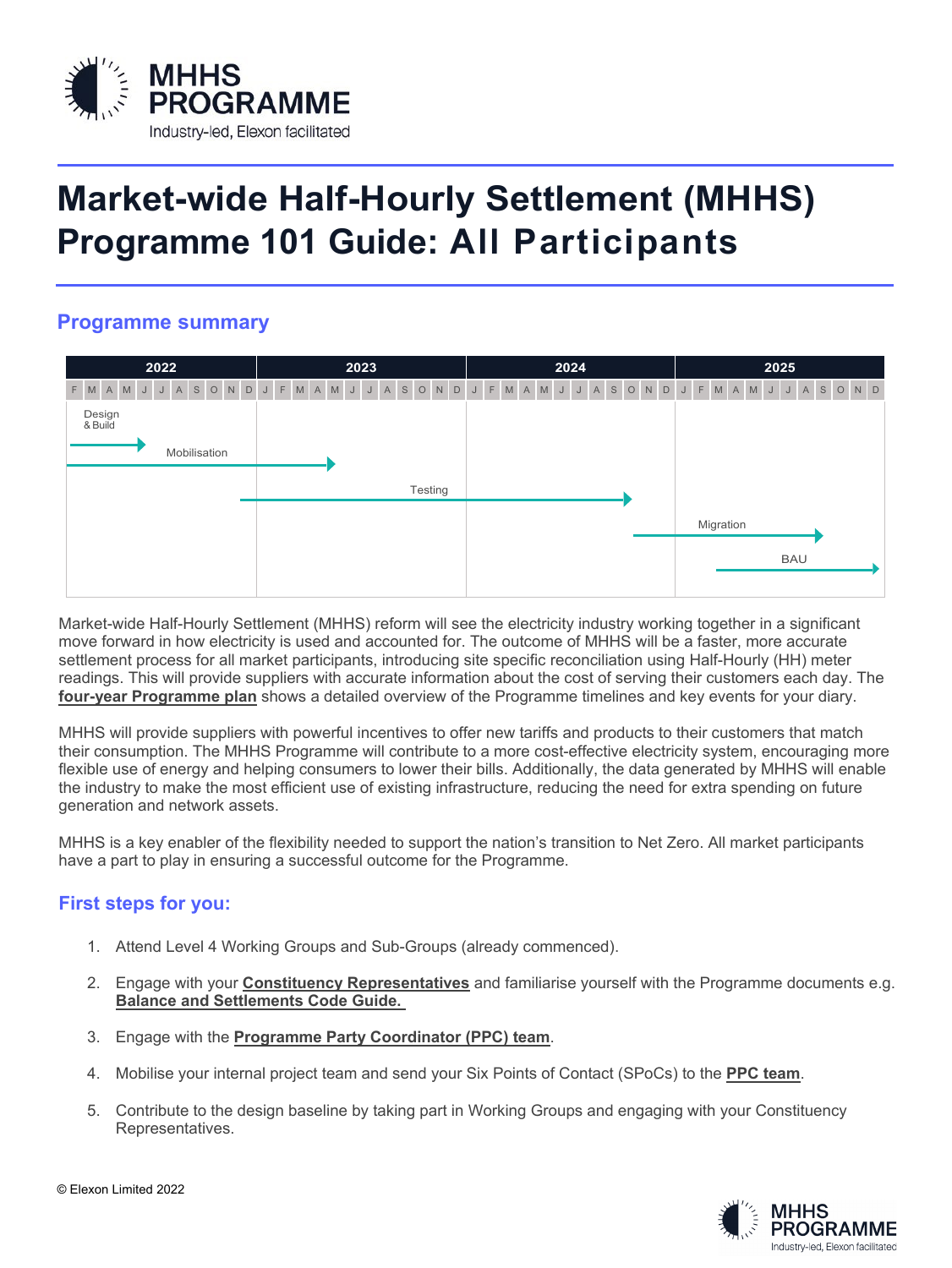# Market-wide Half-Hourly Settlement (MHHS) Programme 101 Guide: All Participants

## Programme summary

| 2022 | 2023 | 2024 | 2025 |
|---|---|---|---|
| Design & Build (Feb 2022 – Jun 2022) | | | |
| Mobilisation (Feb 2022 – Apr 2023) | | | |
| Testing (Jan 2023 – Sep 2024) | | | |
| | | Migration (Oct 2024 – Aug 2025) | |
| | | BAU (Mar 2025 – Dec 2025) | |

Market-wide Half-Hourly Settlement (MHHS) reform will see the electricity industry working together in a significant move forward in how electricity is used and accounted for. The outcome of MHHS will be a faster, more accurate settlement process for all market participants, introducing site specific reconciliation using Half-Hourly (HH) meter readings. This will provide suppliers with accurate information about the cost of serving their customers each day. The **four-year Programme plan** shows a detailed overview of the Programme timelines and key events for your diary.

MHHS will provide suppliers with powerful incentives to offer new tariffs and products to their customers that match their consumption. The MHHS Programme will contribute to a more cost-effective electricity system, encouraging more flexible use of energy and helping consumers to lower their bills. Additionally, the data generated by MHHS will enable the industry to make the most efficient use of existing infrastructure, reducing the need for extra spending on future generation and network assets.

MHHS is a key enabler of the flexibility needed to support the nation's transition to Net Zero. All market participants have a part to play in ensuring a successful outcome for the Programme.

## First steps for you:

1. Attend Level 4 Working Groups and Sub-Groups (already commenced).
2. Engage with your **Constituency Representatives** and familiarise yourself with the Programme documents e.g. **Balance and Settlements Code Guide.**
3. Engage with the **Programme Party Coordinator (PPC) team**.
4. Mobilise your internal project team and send your Six Points of Contact (SPoCs) to the **PPC team**.
5. Contribute to the design baseline by taking part in Working Groups and engaging with your Constituency Representatives.

© Elexon Limited 2022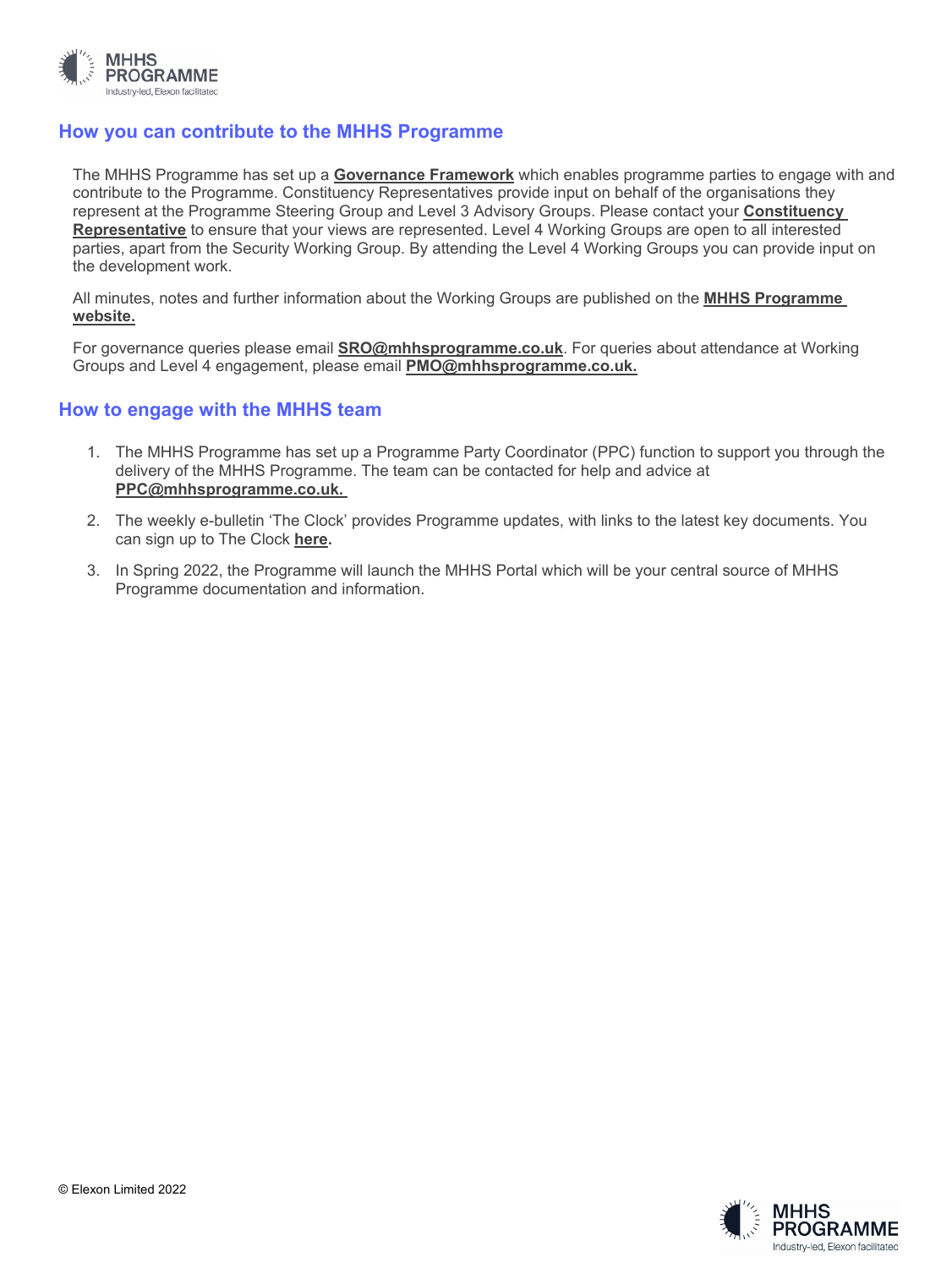## How you can contribute to the MHHS Programme

The MHHS Programme has set up a **Governance Framework** which enables programme parties to engage with and contribute to the Programme. Constituency Representatives provide input on behalf of the organisations they represent at the Programme Steering Group and Level 3 Advisory Groups. Please contact your **Constituency Representative** to ensure that your views are represented. Level 4 Working Groups are open to all interested parties, apart from the Security Working Group. By attending the Level 4 Working Groups you can provide input on the development work.

All minutes, notes and further information about the Working Groups are published on the **MHHS Programme website.**

For governance queries please email **SRO@mhhsprogramme.co.uk**. For queries about attendance at Working Groups and Level 4 engagement, please email **PMO@mhhsprogramme.co.uk.**

## How to engage with the MHHS team

1. The MHHS Programme has set up a Programme Party Coordinator (PPC) function to support you through the delivery of the MHHS Programme. The team can be contacted for help and advice at **PPC@mhhsprogramme.co.uk.**
2. The weekly e-bulletin 'The Clock' provides Programme updates, with links to the latest key documents. You can sign up to The Clock **here.**
3. In Spring 2022, the Programme will launch the MHHS Portal which will be your central source of MHHS Programme documentation and information.

© Elexon Limited 2022